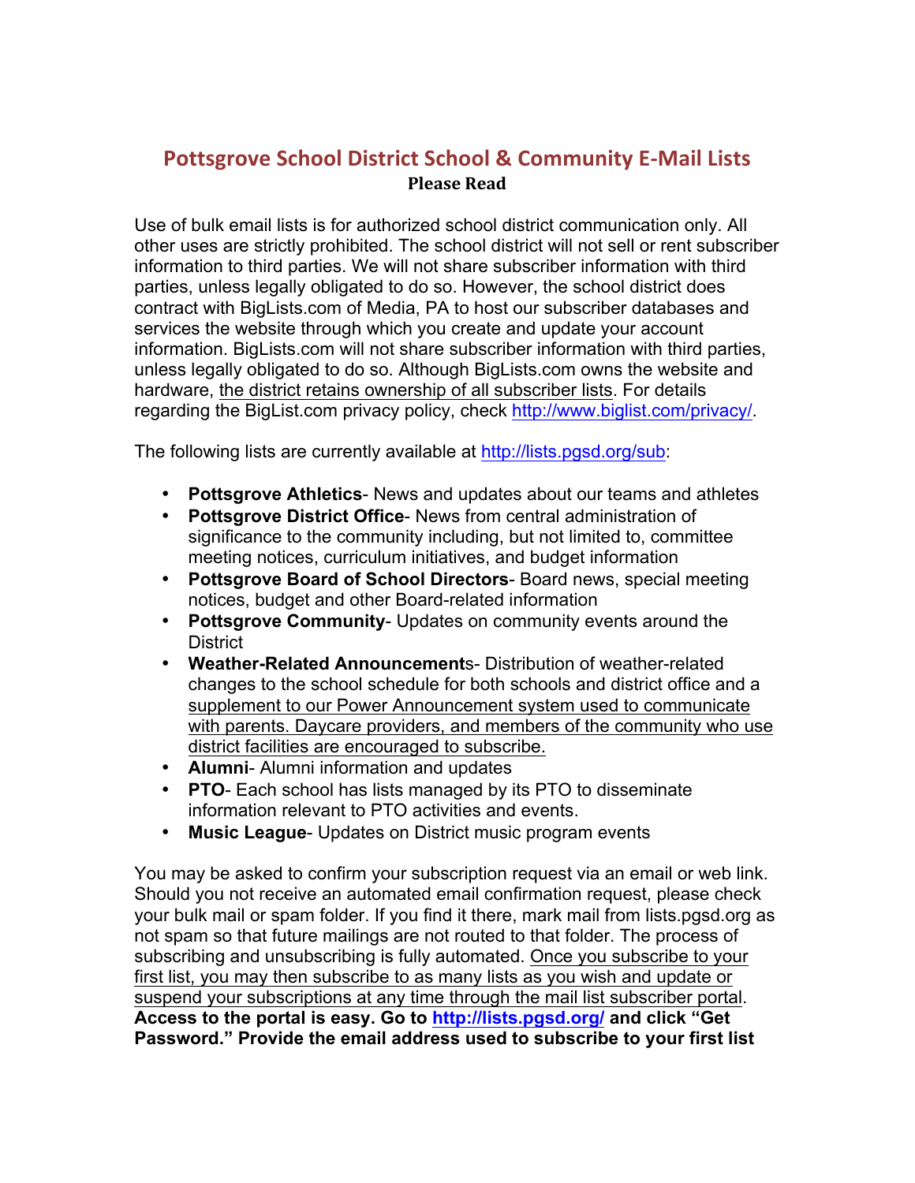# Pottsgrove School District School & Community E-Mail Lists

**Please Read**

Use of bulk email lists is for authorized school district communication only. All other uses are strictly prohibited. The school district will not sell or rent subscriber information to third parties. We will not share subscriber information with third parties, unless legally obligated to do so. However, the school district does contract with BigLists.com of Media, PA to host our subscriber databases and services the website through which you create and update your account information. BigLists.com will not share subscriber information with third parties, unless legally obligated to do so. Although BigLists.com owns the website and hardware, the district retains ownership of all subscriber lists. For details regarding the BigList.com privacy policy, check http://www.biglist.com/privacy/.

The following lists are currently available at http://lists.pgsd.org/sub:

- **Pottsgrove Athletics**- News and updates about our teams and athletes
- **Pottsgrove District Office**- News from central administration of significance to the community including, but not limited to, committee meeting notices, curriculum initiatives, and budget information
- **Pottsgrove Board of School Directors**- Board news, special meeting notices, budget and other Board-related information
- **Pottsgrove Community**- Updates on community events around the District
- **Weather-Related Announcement**s- Distribution of weather-related changes to the school schedule for both schools and district office and a supplement to our Power Announcement system used to communicate with parents. Daycare providers, and members of the community who use district facilities are encouraged to subscribe.
- **Alumni**- Alumni information and updates
- **PTO**- Each school has lists managed by its PTO to disseminate information relevant to PTO activities and events.
- **Music League**- Updates on District music program events

You may be asked to confirm your subscription request via an email or web link. Should you not receive an automated email confirmation request, please check your bulk mail or spam folder. If you find it there, mark mail from lists.pgsd.org as not spam so that future mailings are not routed to that folder. The process of subscribing and unsubscribing is fully automated. Once you subscribe to your first list, you may then subscribe to as many lists as you wish and update or suspend your subscriptions at any time through the mail list subscriber portal. **Access to the portal is easy. Go to http://lists.pgsd.org/ and click "Get Password." Provide the email address used to subscribe to your first list**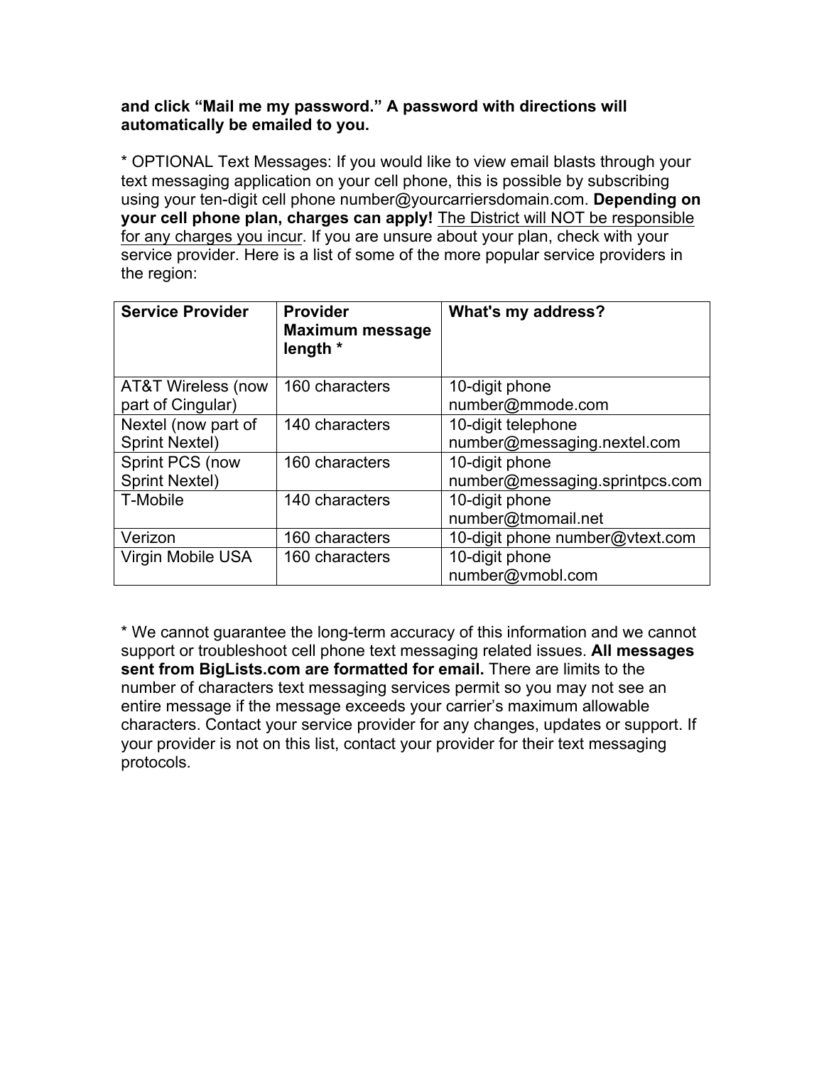**and click "Mail me my password." A password with directions will automatically be emailed to you.**

* OPTIONAL Text Messages: If you would like to view email blasts through your text messaging application on your cell phone, this is possible by subscribing using your ten-digit cell phone number@yourcarriersdomain.com. **Depending on your cell phone plan, charges can apply!** <u>The District will NOT be responsible for any charges you incur</u>. If you are unsure about your plan, check with your service provider. Here is a list of some of the more popular service providers in the region:

| **Service Provider** | **Provider Maximum message length *** | **What's my address?** |
|---|---|---|
| AT&T Wireless (now part of Cingular) | 160 characters | 10-digit phone number@mmode.com |
| Nextel (now part of Sprint Nextel) | 140 characters | 10-digit telephone number@messaging.nextel.com |
| Sprint PCS (now Sprint Nextel) | 160 characters | 10-digit phone number@messaging.sprintpcs.com |
| T-Mobile | 140 characters | 10-digit phone number@tmomail.net |
| Verizon | 160 characters | 10-digit phone number@vtext.com |
| Virgin Mobile USA | 160 characters | 10-digit phone number@vmobl.com |

* We cannot guarantee the long-term accuracy of this information and we cannot support or troubleshoot cell phone text messaging related issues. **All messages sent from BigLists.com are formatted for email.** There are limits to the number of characters text messaging services permit so you may not see an entire message if the message exceeds your carrier's maximum allowable characters. Contact your service provider for any changes, updates or support. If your provider is not on this list, contact your provider for their text messaging protocols.